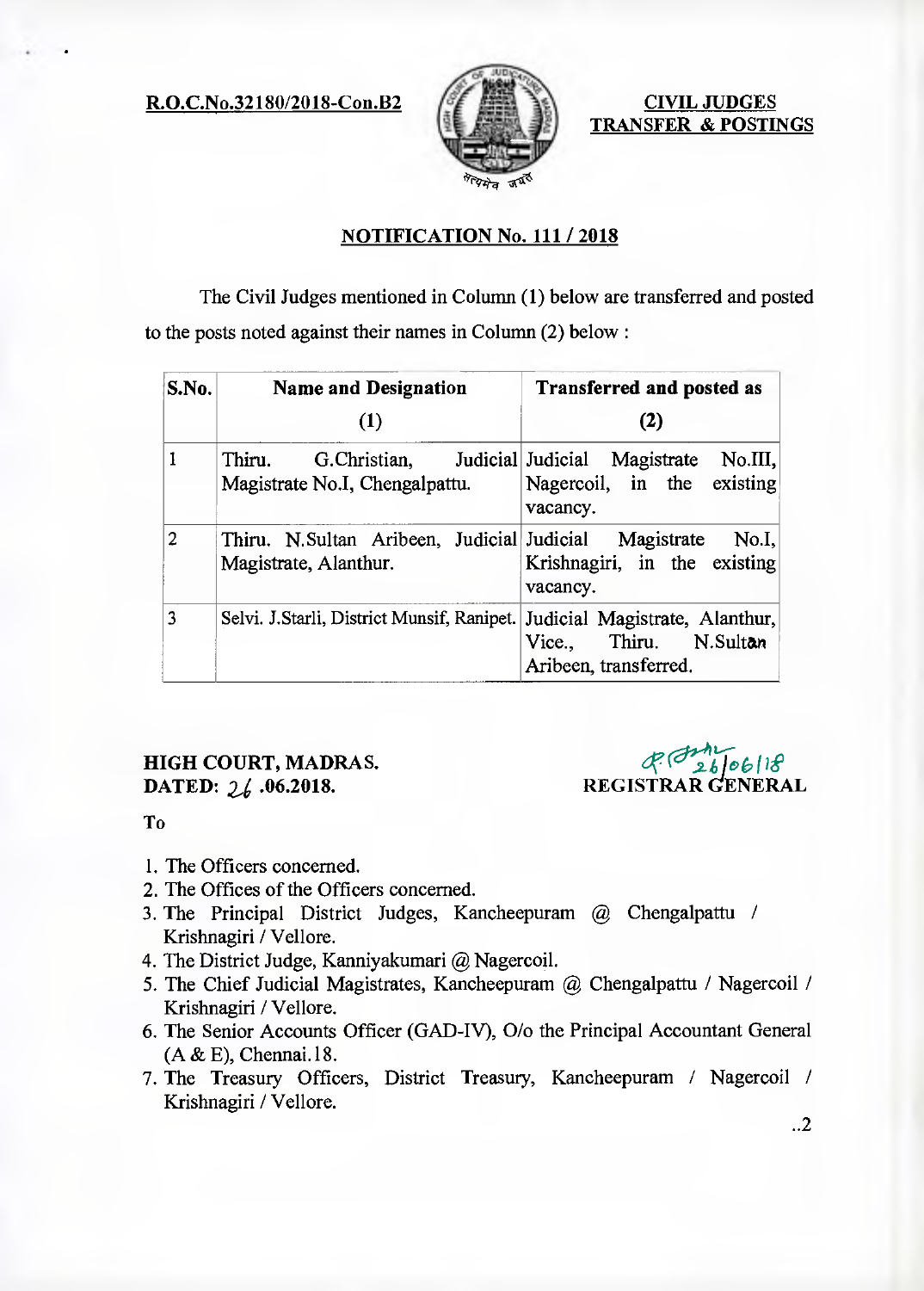**R.O.C.No.32180/2018-Con.B2**

**CIVIL JUDGES TRANSFER & POSTINGS**

## NOTIFICATION No. 111 / 2018

The Civil Judges mentioned in Column (1) below are transferred and posted to the posts noted against their names in Column (2) below :

| S.No. | Name and Designation (1) | Transferred and posted as (2) |
|---|---|---|
| 1 | Thiru. G.Christian, Judicial Magistrate No.I, Chengalpattu. | Judicial Magistrate No.III, Nagercoil, in the existing vacancy. |
| 2 | Thiru. N.Sultan Aribeen, Judicial Magistrate, Alanthur. | Judicial Magistrate No.I, Krishnagiri, in the existing vacancy. |
| 3 | Selvi. J.Starli, District Munsif, Ranipet. | Judicial Magistrate, Alanthur, Vice., Thiru. N.Sultan Aribeen, transferred. |

**HIGH COURT, MADRAS.**
**DATED: 26 .06.2018.**

26/06/18
REGISTRAR GENERAL

To

1. The Officers concerned.
2. The Offices of the Officers concerned.
3. The Principal District Judges, Kancheepuram @ Chengalpattu / Krishnagiri / Vellore.
4. The District Judge, Kanniyakumari @ Nagercoil.
5. The Chief Judicial Magistrates, Kancheepuram @ Chengalpattu / Nagercoil / Krishnagiri / Vellore.
6. The Senior Accounts Officer (GAD-IV), O/o the Principal Accountant General (A & E), Chennai.18.
7. The Treasury Officers, District Treasury, Kancheepuram / Nagercoil / Krishnagiri / Vellore.

..2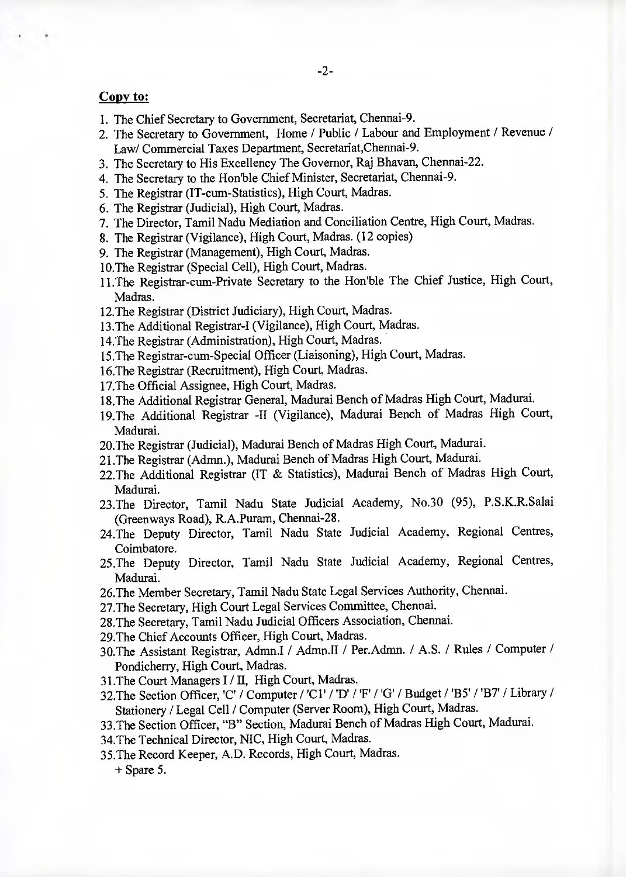**Copy to:**

1. The Chief Secretary to Government, Secretariat, Chennai-9.
2. The Secretary to Government, Home / Public / Labour and Employment / Revenue / Law/ Commercial Taxes Department, Secretariat,Chennai-9.
3. The Secretary to His Excellency The Governor, Raj Bhavan, Chennai-22.
4. The Secretary to the Hon'ble Chief Minister, Secretariat, Chennai-9.
5. The Registrar (IT-cum-Statistics), High Court, Madras.
6. The Registrar (Judicial), High Court, Madras.
7. The Director, Tamil Nadu Mediation and Conciliation Centre, High Court, Madras.
8. The Registrar (Vigilance), High Court, Madras. (12 copies)
9. The Registrar (Management), High Court, Madras.
10. The Registrar (Special Cell), High Court, Madras.
11. The Registrar-cum-Private Secretary to the Hon'ble The Chief Justice, High Court, Madras.
12. The Registrar (District Judiciary), High Court, Madras.
13. The Additional Registrar-I (Vigilance), High Court, Madras.
14. The Registrar (Administration), High Court, Madras.
15. The Registrar-cum-Special Officer (Liaisoning), High Court, Madras.
16. The Registrar (Recruitment), High Court, Madras.
17. The Official Assignee, High Court, Madras.
18. The Additional Registrar General, Madurai Bench of Madras High Court, Madurai.
19. The Additional Registrar -II (Vigilance), Madurai Bench of Madras High Court, Madurai.
20. The Registrar (Judicial), Madurai Bench of Madras High Court, Madurai.
21. The Registrar (Admn.), Madurai Bench of Madras High Court, Madurai.
22. The Additional Registrar (IT & Statistics), Madurai Bench of Madras High Court, Madurai.
23. The Director, Tamil Nadu State Judicial Academy, No.30 (95), P.S.K.R.Salai (Greenways Road), R.A.Puram, Chennai-28.
24. The Deputy Director, Tamil Nadu State Judicial Academy, Regional Centres, Coimbatore.
25. The Deputy Director, Tamil Nadu State Judicial Academy, Regional Centres, Madurai.
26. The Member Secretary, Tamil Nadu State Legal Services Authority, Chennai.
27. The Secretary, High Court Legal Services Committee, Chennai.
28. The Secretary, Tamil Nadu Judicial Officers Association, Chennai.
29. The Chief Accounts Officer, High Court, Madras.
30. The Assistant Registrar, Admn.I / Admn.II / Per.Admn. / A.S. / Rules / Computer / Pondicherry, High Court, Madras.
31. The Court Managers I / II, High Court, Madras.
32. The Section Officer, 'C' / Computer / 'C1' / 'D' / 'F' / 'G' / Budget / 'B5' / 'B7' / Library / Stationery / Legal Cell / Computer (Server Room), High Court, Madras.
33. The Section Officer, "B" Section, Madurai Bench of Madras High Court, Madurai.
34. The Technical Director, NIC, High Court, Madras.
35. The Record Keeper, A.D. Records, High Court, Madras.

    + Spare 5.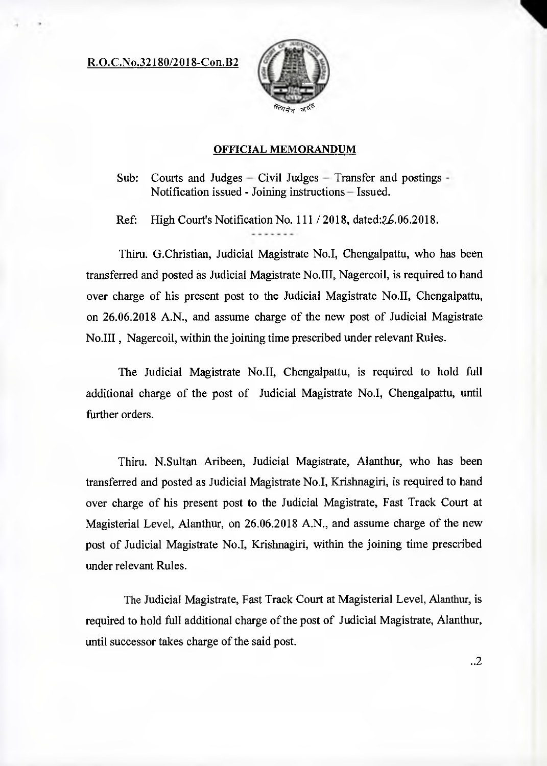**R.O.C.No.32180/2018-Con.B2**

## OFFICIAL MEMORANDUM

Sub: Courts and Judges – Civil Judges – Transfer and postings - Notification issued - Joining instructions – Issued.

Ref: High Court's Notification No. 111 / 2018, dated:26.06.2018.

-------

Thiru. G.Christian, Judicial Magistrate No.I, Chengalpattu, who has been transferred and posted as Judicial Magistrate No.III, Nagercoil, is required to hand over charge of his present post to the Judicial Magistrate No.II, Chengalpattu, on 26.06.2018 A.N., and assume charge of the new post of Judicial Magistrate No.III , Nagercoil, within the joining time prescribed under relevant Rules.

The Judicial Magistrate No.II, Chengalpattu, is required to hold full additional charge of the post of Judicial Magistrate No.I, Chengalpattu, until further orders.

Thiru. N.Sultan Aribeen, Judicial Magistrate, Alanthur, who has been transferred and posted as Judicial Magistrate No.I, Krishnagiri, is required to hand over charge of his present post to the Judicial Magistrate, Fast Track Court at Magisterial Level, Alanthur, on 26.06.2018 A.N., and assume charge of the new post of Judicial Magistrate No.I, Krishnagiri, within the joining time prescribed under relevant Rules.

The Judicial Magistrate, Fast Track Court at Magisterial Level, Alanthur, is required to hold full additional charge of the post of Judicial Magistrate, Alanthur, until successor takes charge of the said post.

..2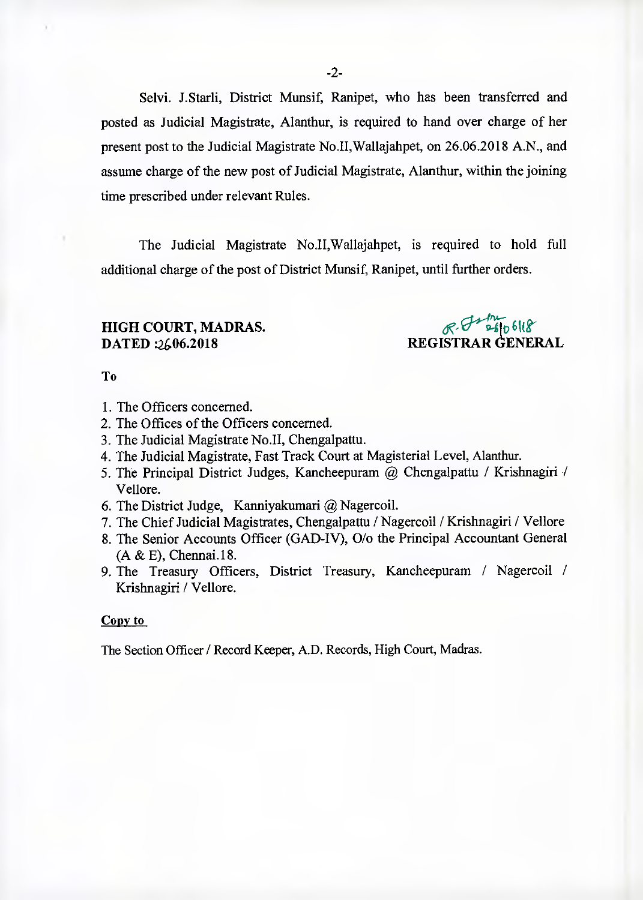Selvi. J.Starli, District Munsif, Ranipet, who has been transferred and posted as Judicial Magistrate, Alanthur, is required to hand over charge of her present post to the Judicial Magistrate No.II,Wallajahpet, on 26.06.2018 A.N., and assume charge of the new post of Judicial Magistrate, Alanthur, within the joining time prescribed under relevant Rules.

The Judicial Magistrate No.II,Wallajahpet, is required to hold full additional charge of the post of District Munsif, Ranipet, until further orders.

**HIGH COURT, MADRAS.**
**DATED :26.06.2018**

**REGISTRAR GENERAL**

**To**

1. The Officers concerned.
2. The Offices of the Officers concerned.
3. The Judicial Magistrate No.II, Chengalpattu.
4. The Judicial Magistrate, Fast Track Court at Magisterial Level, Alanthur.
5. The Principal District Judges, Kancheepuram @ Chengalpattu / Krishnagiri / Vellore.
6. The District Judge, Kanniyakumari @ Nagercoil.
7. The Chief Judicial Magistrates, Chengalpattu / Nagercoil / Krishnagiri / Vellore
8. The Senior Accounts Officer (GAD-IV), O/o the Principal Accountant General (A & E), Chennai.18.
9. The Treasury Officers, District Treasury, Kancheepuram / Nagercoil / Krishnagiri / Vellore.

**Copy to**

The Section Officer / Record Keeper, A.D. Records, High Court, Madras.